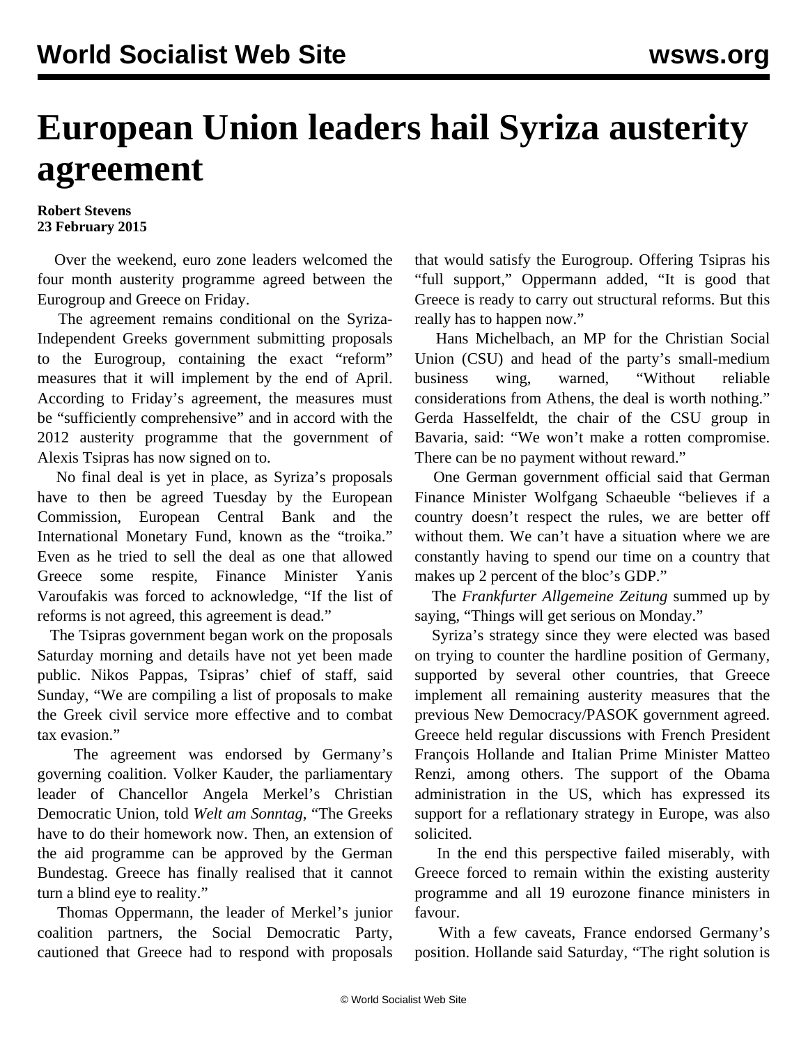# European Union leaders hail Syriza austerity agreement

**Robert Stevens**
**23 February 2015**

Over the weekend, euro zone leaders welcomed the four month austerity programme agreed between the Eurogroup and Greece on Friday.

The agreement remains conditional on the Syriza-Independent Greeks government submitting proposals to the Eurogroup, containing the exact "reform" measures that it will implement by the end of April. According to Friday's agreement, the measures must be "sufficiently comprehensive" and in accord with the 2012 austerity programme that the government of Alexis Tsipras has now signed on to.

No final deal is yet in place, as Syriza's proposals have to then be agreed Tuesday by the European Commission, European Central Bank and the International Monetary Fund, known as the "troika." Even as he tried to sell the deal as one that allowed Greece some respite, Finance Minister Yanis Varoufakis was forced to acknowledge, "If the list of reforms is not agreed, this agreement is dead."

The Tsipras government began work on the proposals Saturday morning and details have not yet been made public. Nikos Pappas, Tsipras' chief of staff, said Sunday, "We are compiling a list of proposals to make the Greek civil service more effective and to combat tax evasion."

The agreement was endorsed by Germany's governing coalition. Volker Kauder, the parliamentary leader of Chancellor Angela Merkel's Christian Democratic Union, told *Welt am Sonntag*, "The Greeks have to do their homework now. Then, an extension of the aid programme can be approved by the German Bundestag. Greece has finally realised that it cannot turn a blind eye to reality."

Thomas Oppermann, the leader of Merkel's junior coalition partners, the Social Democratic Party, cautioned that Greece had to respond with proposals that would satisfy the Eurogroup. Offering Tsipras his "full support," Oppermann added, "It is good that Greece is ready to carry out structural reforms. But this really has to happen now."

Hans Michelbach, an MP for the Christian Social Union (CSU) and head of the party's small-medium business wing, warned, "Without reliable considerations from Athens, the deal is worth nothing." Gerda Hasselfeldt, the chair of the CSU group in Bavaria, said: "We won't make a rotten compromise. There can be no payment without reward."

One German government official said that German Finance Minister Wolfgang Schaeuble "believes if a country doesn't respect the rules, we are better off without them. We can't have a situation where we are constantly having to spend our time on a country that makes up 2 percent of the bloc's GDP."

The *Frankfurter Allgemeine Zeitung* summed up by saying, "Things will get serious on Monday."

Syriza's strategy since they were elected was based on trying to counter the hardline position of Germany, supported by several other countries, that Greece implement all remaining austerity measures that the previous New Democracy/PASOK government agreed. Greece held regular discussions with French President François Hollande and Italian Prime Minister Matteo Renzi, among others. The support of the Obama administration in the US, which has expressed its support for a reflationary strategy in Europe, was also solicited.

In the end this perspective failed miserably, with Greece forced to remain within the existing austerity programme and all 19 eurozone finance ministers in favour.

With a few caveats, France endorsed Germany's position. Hollande said Saturday, "The right solution is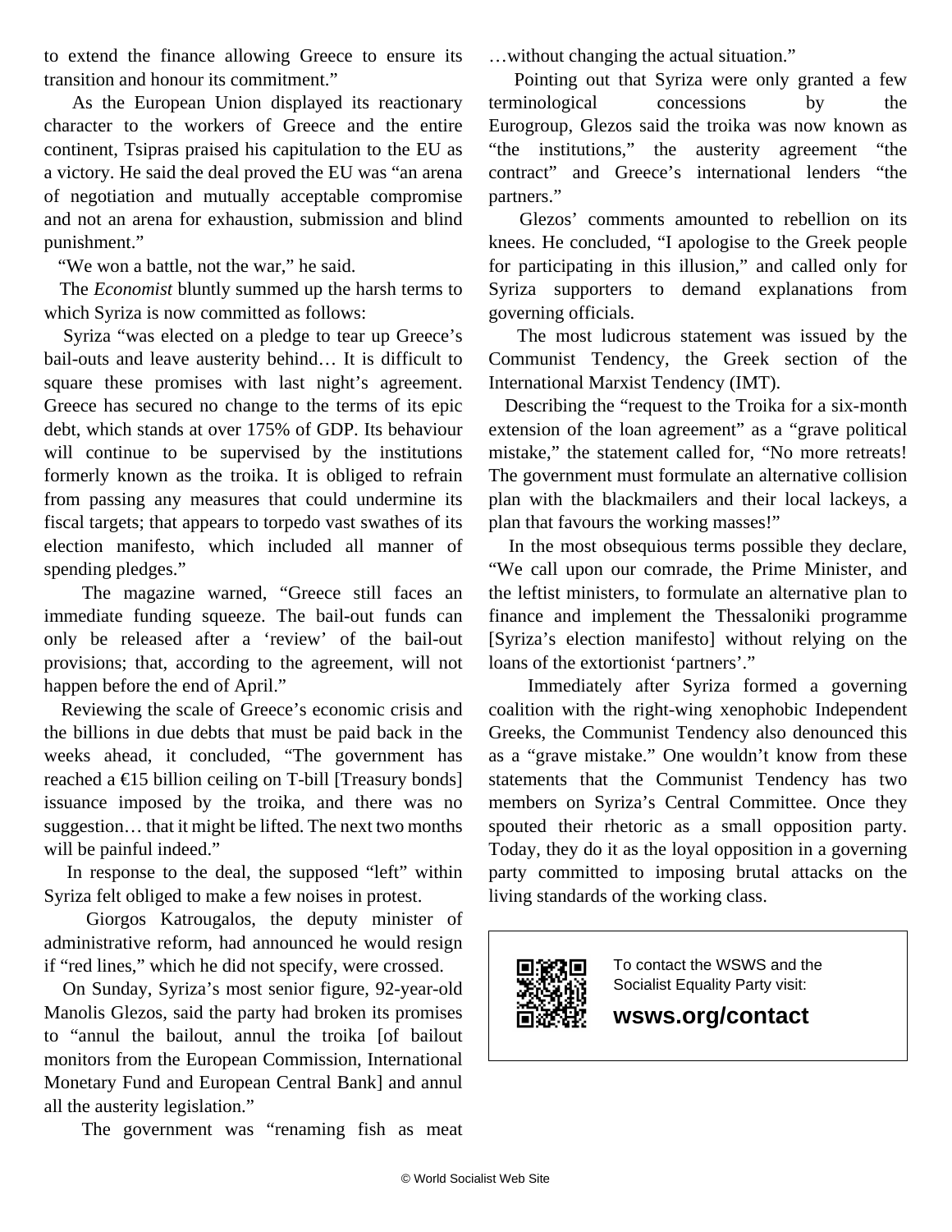to extend the finance allowing Greece to ensure its transition and honour its commitment."

As the European Union displayed its reactionary character to the workers of Greece and the entire continent, Tsipras praised his capitulation to the EU as a victory. He said the deal proved the EU was "an arena of negotiation and mutually acceptable compromise and not an arena for exhaustion, submission and blind punishment."

"We won a battle, not the war," he said.

The *Economist* bluntly summed up the harsh terms to which Syriza is now committed as follows:

Syriza "was elected on a pledge to tear up Greece's bail-outs and leave austerity behind… It is difficult to square these promises with last night's agreement. Greece has secured no change to the terms of its epic debt, which stands at over 175% of GDP. Its behaviour will continue to be supervised by the institutions formerly known as the troika. It is obliged to refrain from passing any measures that could undermine its fiscal targets; that appears to torpedo vast swathes of its election manifesto, which included all manner of spending pledges."

The magazine warned, "Greece still faces an immediate funding squeeze. The bail-out funds can only be released after a 'review' of the bail-out provisions; that, according to the agreement, will not happen before the end of April."

Reviewing the scale of Greece's economic crisis and the billions in due debts that must be paid back in the weeks ahead, it concluded, "The government has reached a €15 billion ceiling on T-bill [Treasury bonds] issuance imposed by the troika, and there was no suggestion… that it might be lifted. The next two months will be painful indeed."

In response to the deal, the supposed "left" within Syriza felt obliged to make a few noises in protest.

Giorgos Katrougalos, the deputy minister of administrative reform, had announced he would resign if "red lines," which he did not specify, were crossed.

On Sunday, Syriza's most senior figure, 92-year-old Manolis Glezos, said the party had broken its promises to "annul the bailout, annul the troika [of bailout monitors from the European Commission, International Monetary Fund and European Central Bank] and annul all the austerity legislation."

The government was "renaming fish as meat …without changing the actual situation."

Pointing out that Syriza were only granted a few terminological concessions by the Eurogroup, Glezos said the troika was now known as "the institutions," the austerity agreement "the contract" and Greece's international lenders "the partners."

Glezos' comments amounted to rebellion on its knees. He concluded, "I apologise to the Greek people for participating in this illusion," and called only for Syriza supporters to demand explanations from governing officials.

The most ludicrous statement was issued by the Communist Tendency, the Greek section of the International Marxist Tendency (IMT).

Describing the "request to the Troika for a six-month extension of the loan agreement" as a "grave political mistake," the statement called for, "No more retreats! The government must formulate an alternative collision plan with the blackmailers and their local lackeys, a plan that favours the working masses!"

In the most obsequious terms possible they declare, "We call upon our comrade, the Prime Minister, and the leftist ministers, to formulate an alternative plan to finance and implement the Thessaloniki programme [Syriza's election manifesto] without relying on the loans of the extortionist 'partners'."

Immediately after Syriza formed a governing coalition with the right-wing xenophobic Independent Greeks, the Communist Tendency also denounced this as a "grave mistake." One wouldn't know from these statements that the Communist Tendency has two members on Syriza's Central Committee. Once they spouted their rhetoric as a small opposition party. Today, they do it as the loyal opposition in a governing party committed to imposing brutal attacks on the living standards of the working class.

To contact the WSWS and the Socialist Equality Party visit:

**wsws.org/contact**